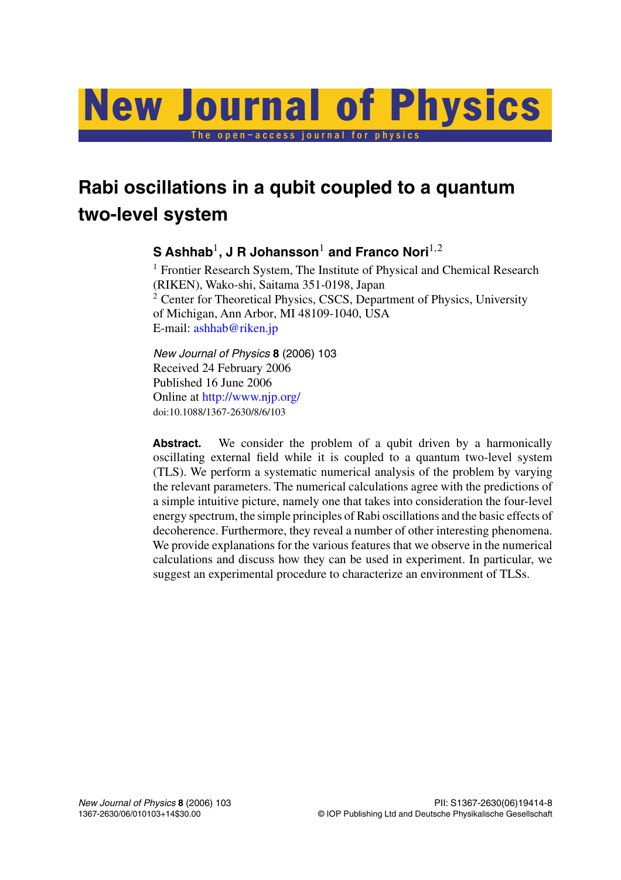# Rabi oscillations in a qubit coupled to a quantum two-level system

**S Ashhab**[1], **J R Johansson**[1] **and Franco Nori**[1,2]

[1] Frontier Research System, The Institute of Physical and Chemical Research (RIKEN), Wako-shi, Saitama 351-0198, Japan

[2] Center for Theoretical Physics, CSCS, Department of Physics, University of Michigan, Ann Arbor, MI 48109-1040, USA

E-mail: ashhab@riken.jp

*New Journal of Physics* **8** (2006) 103
Received 24 February 2006
Published 16 June 2006
Online at http://www.njp.org/
doi:10.1088/1367-2630/8/6/103

**Abstract.** We consider the problem of a qubit driven by a harmonically oscillating external field while it is coupled to a quantum two-level system (TLS). We perform a systematic numerical analysis of the problem by varying the relevant parameters. The numerical calculations agree with the predictions of a simple intuitive picture, namely one that takes into consideration the four-level energy spectrum, the simple principles of Rabi oscillations and the basic effects of decoherence. Furthermore, they reveal a number of other interesting phenomena. We provide explanations for the various features that we observe in the numerical calculations and discuss how they can be used in experiment. In particular, we suggest an experimental procedure to characterize an environment of TLSs.

PII: S1367-2630(06)19414-8

1367-2630/06/010103+14$30.00 © IOP Publishing Ltd and Deutsche Physikalische Gesellschaft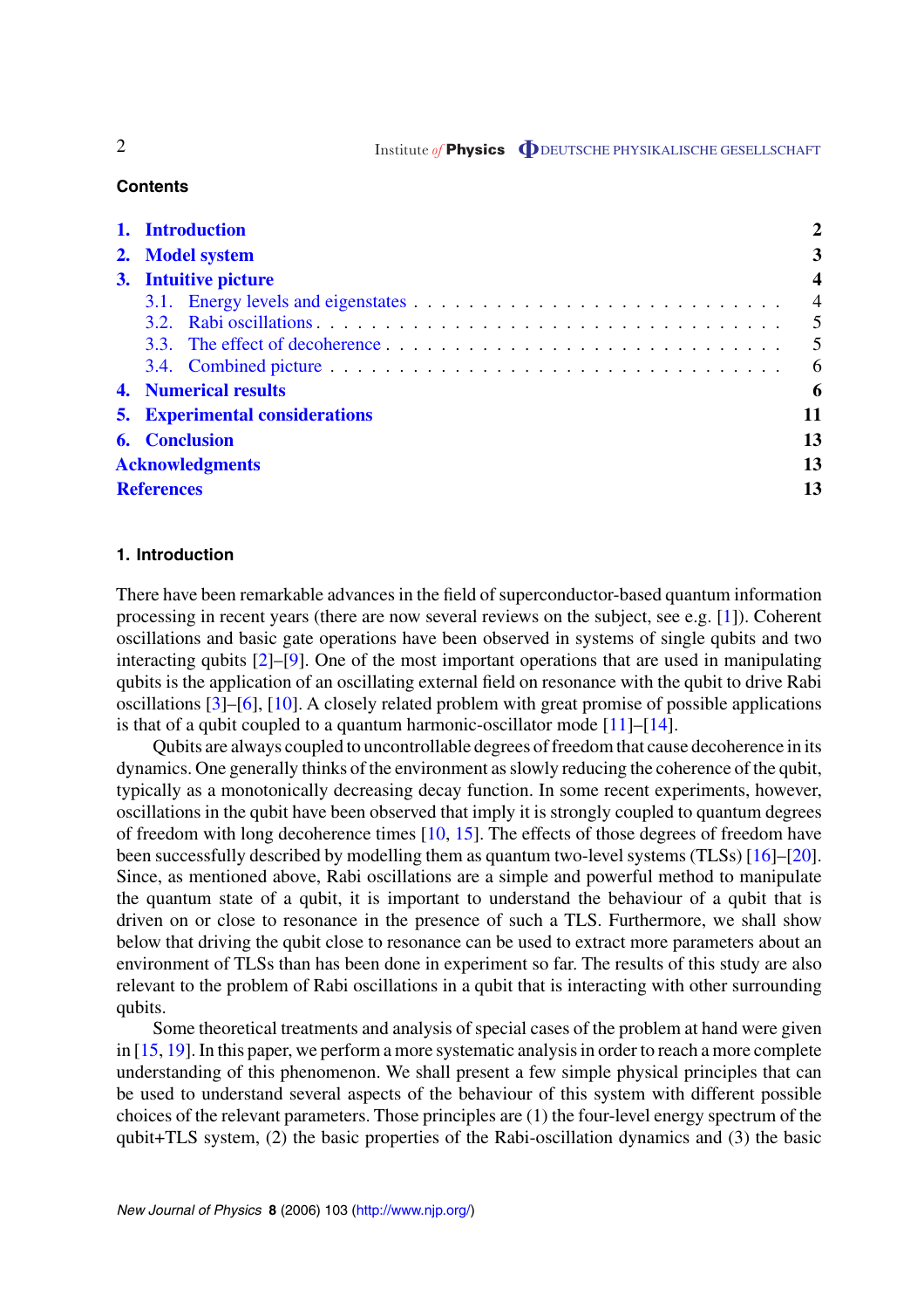## Contents

| | |
|---|---|
| **1. Introduction** | **2** |
| **2. Model system** | **3** |
| **3. Intuitive picture** | **4** |
| 3.1. Energy levels and eigenstates | 4 |
| 3.2. Rabi oscillations | 5 |
| 3.3. The effect of decoherence | 5 |
| 3.4. Combined picture | 6 |
| **4. Numerical results** | **6** |
| **5. Experimental considerations** | **11** |
| **6. Conclusion** | **13** |
| **Acknowledgments** | **13** |
| **References** | **13** |

## 1. Introduction

There have been remarkable advances in the field of superconductor-based quantum information processing in recent years (there are now several reviews on the subject, see e.g. [1]). Coherent oscillations and basic gate operations have been observed in systems of single qubits and two interacting qubits [2]–[9]. One of the most important operations that are used in manipulating qubits is the application of an oscillating external field on resonance with the qubit to drive Rabi oscillations [3]–[6], [10]. A closely related problem with great promise of possible applications is that of a qubit coupled to a quantum harmonic-oscillator mode [11]–[14].

Qubits are always coupled to uncontrollable degrees of freedom that cause decoherence in its dynamics. One generally thinks of the environment as slowly reducing the coherence of the qubit, typically as a monotonically decreasing decay function. In some recent experiments, however, oscillations in the qubit have been observed that imply it is strongly coupled to quantum degrees of freedom with long decoherence times [10, 15]. The effects of those degrees of freedom have been successfully described by modelling them as quantum two-level systems (TLSs) [16]–[20]. Since, as mentioned above, Rabi oscillations are a simple and powerful method to manipulate the quantum state of a qubit, it is important to understand the behaviour of a qubit that is driven on or close to resonance in the presence of such a TLS. Furthermore, we shall show below that driving the qubit close to resonance can be used to extract more parameters about an environment of TLSs than has been done in experiment so far. The results of this study are also relevant to the problem of Rabi oscillations in a qubit that is interacting with other surrounding qubits.

Some theoretical treatments and analysis of special cases of the problem at hand were given in [15, 19]. In this paper, we perform a more systematic analysis in order to reach a more complete understanding of this phenomenon. We shall present a few simple physical principles that can be used to understand several aspects of the behaviour of this system with different possible choices of the relevant parameters. Those principles are (1) the four-level energy spectrum of the qubit+TLS system, (2) the basic properties of the Rabi-oscillation dynamics and (3) the basic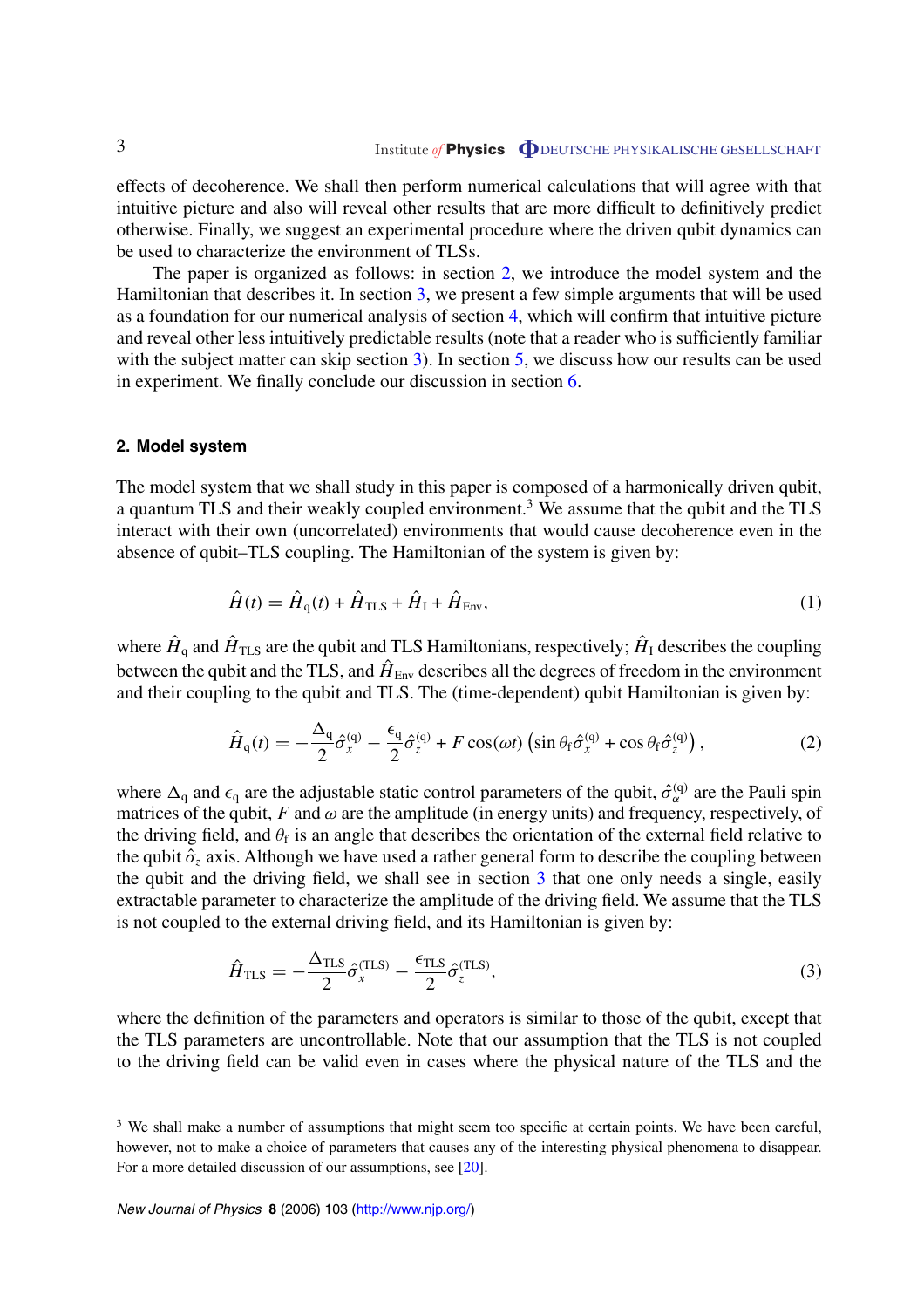effects of decoherence. We shall then perform numerical calculations that will agree with that intuitive picture and also will reveal other results that are more difficult to definitively predict otherwise. Finally, we suggest an experimental procedure where the driven qubit dynamics can be used to characterize the environment of TLSs.

The paper is organized as follows: in section 2, we introduce the model system and the Hamiltonian that describes it. In section 3, we present a few simple arguments that will be used as a foundation for our numerical analysis of section 4, which will confirm that intuitive picture and reveal other less intuitively predictable results (note that a reader who is sufficiently familiar with the subject matter can skip section 3). In section 5, we discuss how our results can be used in experiment. We finally conclude our discussion in section 6.

## 2. Model system

The model system that we shall study in this paper is composed of a harmonically driven qubit, a quantum TLS and their weakly coupled environment.[3] We assume that the qubit and the TLS interact with their own (uncorrelated) environments that would cause decoherence even in the absence of qubit–TLS coupling. The Hamiltonian of the system is given by:

$$\hat{H}(t) = \hat{H}_{\mathrm{q}}(t) + \hat{H}_{\mathrm{TLS}} + \hat{H}_{\mathrm{I}} + \hat{H}_{\mathrm{Env}}, \tag{1}$$

where $\hat{H}_{\mathrm{q}}$ and $\hat{H}_{\mathrm{TLS}}$ are the qubit and TLS Hamiltonians, respectively; $\hat{H}_{\mathrm{I}}$ describes the coupling between the qubit and the TLS, and $\hat{H}_{\mathrm{Env}}$ describes all the degrees of freedom in the environment and their coupling to the qubit and TLS. The (time-dependent) qubit Hamiltonian is given by:

$$\hat{H}_{\mathrm{q}}(t) = -\frac{\Delta_{\mathrm{q}}}{2}\hat{\sigma}_x^{(\mathrm{q})} - \frac{\epsilon_{\mathrm{q}}}{2}\hat{\sigma}_z^{(\mathrm{q})} + F\cos(\omega t)\left(\sin\theta_{\mathrm{f}}\hat{\sigma}_x^{(\mathrm{q})} + \cos\theta_{\mathrm{f}}\hat{\sigma}_z^{(\mathrm{q})}\right), \tag{2}$$

where $\Delta_{\mathrm{q}}$ and $\epsilon_{\mathrm{q}}$ are the adjustable static control parameters of the qubit, $\hat{\sigma}_\alpha^{(\mathrm{q})}$ are the Pauli spin matrices of the qubit, $F$ and $\omega$ are the amplitude (in energy units) and frequency, respectively, of the driving field, and $\theta_{\mathrm{f}}$ is an angle that describes the orientation of the external field relative to the qubit $\hat{\sigma}_z$ axis. Although we have used a rather general form to describe the coupling between the qubit and the driving field, we shall see in section 3 that one only needs a single, easily extractable parameter to characterize the amplitude of the driving field. We assume that the TLS is not coupled to the external driving field, and its Hamiltonian is given by:

$$\hat{H}_{\mathrm{TLS}} = -\frac{\Delta_{\mathrm{TLS}}}{2}\hat{\sigma}_x^{(\mathrm{TLS})} - \frac{\epsilon_{\mathrm{TLS}}}{2}\hat{\sigma}_z^{(\mathrm{TLS})}, \tag{3}$$

where the definition of the parameters and operators is similar to those of the qubit, except that the TLS parameters are uncontrollable. Note that our assumption that the TLS is not coupled to the driving field can be valid even in cases where the physical nature of the TLS and the

[3] We shall make a number of assumptions that might seem too specific at certain points. We have been careful, however, not to make a choice of parameters that causes any of the interesting physical phenomena to disappear. For a more detailed discussion of our assumptions, see [20].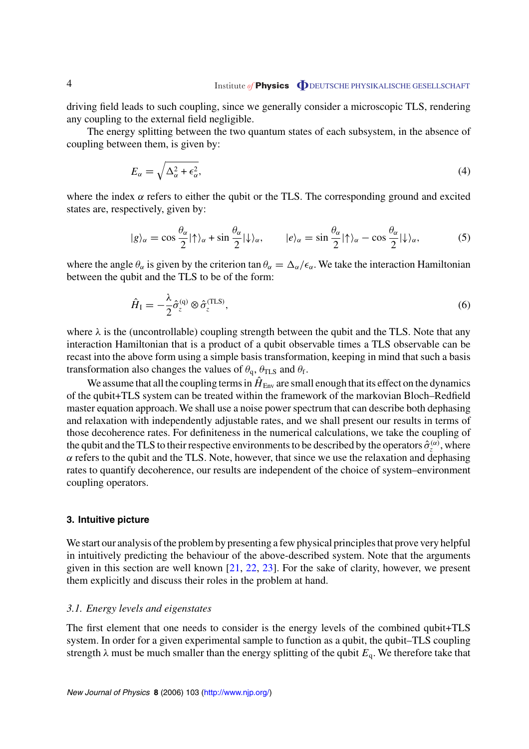driving field leads to such coupling, since we generally consider a microscopic TLS, rendering any coupling to the external field negligible.

The energy splitting between the two quantum states of each subsystem, in the absence of coupling between them, is given by:

$$E_\alpha = \sqrt{\Delta_\alpha^2 + \epsilon_\alpha^2}, \tag{4}$$

where the index $\alpha$ refers to either the qubit or the TLS. The corresponding ground and excited states are, respectively, given by:

$$|g\rangle_\alpha = \cos\frac{\theta_\alpha}{2}|\uparrow\rangle_\alpha + \sin\frac{\theta_\alpha}{2}|\downarrow\rangle_\alpha, \qquad |e\rangle_\alpha = \sin\frac{\theta_\alpha}{2}|\uparrow\rangle_\alpha - \cos\frac{\theta_\alpha}{2}|\downarrow\rangle_\alpha, \tag{5}$$

where the angle $\theta_\alpha$ is given by the criterion $\tan\theta_\alpha = \Delta_\alpha/\epsilon_\alpha$. We take the interaction Hamiltonian between the qubit and the TLS to be of the form:

$$\hat{H}_{\mathrm{I}} = -\frac{\lambda}{2}\hat{\sigma}_z^{(\mathrm{q})} \otimes \hat{\sigma}_z^{(\mathrm{TLS})}, \tag{6}$$

where $\lambda$ is the (uncontrollable) coupling strength between the qubit and the TLS. Note that any interaction Hamiltonian that is a product of a qubit observable times a TLS observable can be recast into the above form using a simple basis transformation, keeping in mind that such a basis transformation also changes the values of $\theta_{\mathrm{q}}$, $\theta_{\mathrm{TLS}}$ and $\theta_{\mathrm{f}}$.

We assume that all the coupling terms in $\hat{H}_{\mathrm{Env}}$ are small enough that its effect on the dynamics of the qubit+TLS system can be treated within the framework of the markovian Bloch–Redfield master equation approach. We shall use a noise power spectrum that can describe both dephasing and relaxation with independently adjustable rates, and we shall present our results in terms of those decoherence rates. For definiteness in the numerical calculations, we take the coupling of the qubit and the TLS to their respective environments to be described by the operators $\hat{\sigma}_z^{(\alpha)}$, where $\alpha$ refers to the qubit and the TLS. Note, however, that since we use the relaxation and dephasing rates to quantify decoherence, our results are independent of the choice of system–environment coupling operators.

## 3. Intuitive picture

We start our analysis of the problem by presenting a few physical principles that prove very helpful in intuitively predicting the behaviour of the above-described system. Note that the arguments given in this section are well known [21, 22, 23]. For the sake of clarity, however, we present them explicitly and discuss their roles in the problem at hand.

### *3.1. Energy levels and eigenstates*

The first element that one needs to consider is the energy levels of the combined qubit+TLS system. In order for a given experimental sample to function as a qubit, the qubit–TLS coupling strength $\lambda$ must be much smaller than the energy splitting of the qubit $E_{\mathrm{q}}$. We therefore take that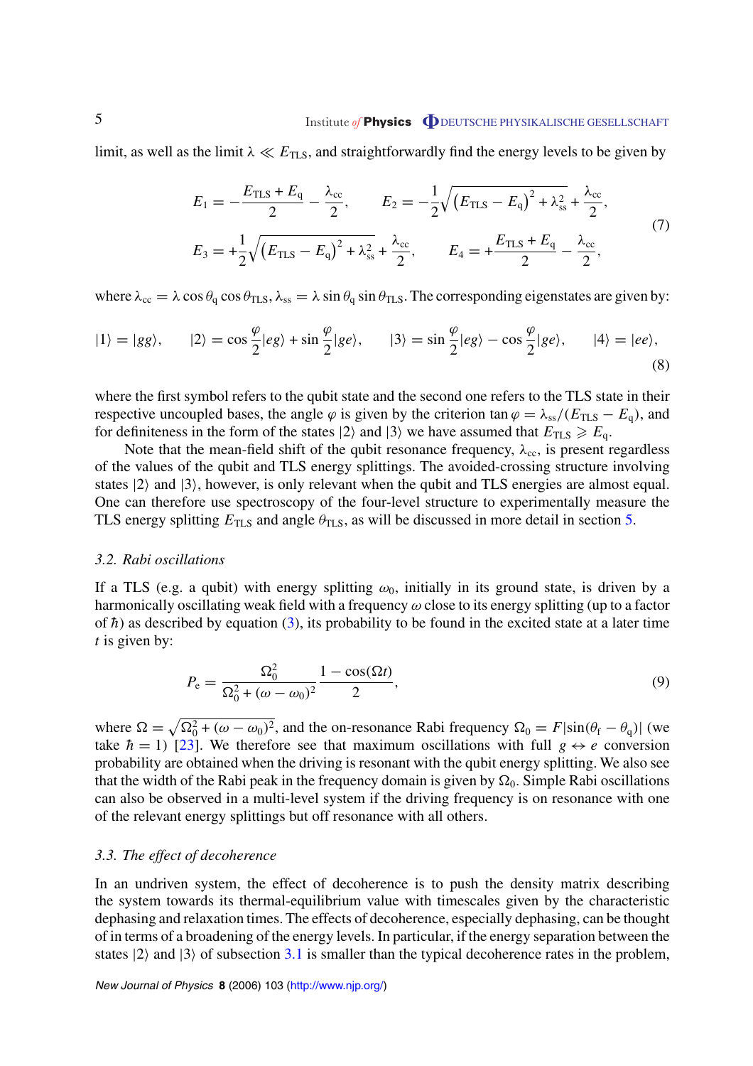limit, as well as the limit $\lambda \ll E_{\rm TLS}$, and straightforwardly find the energy levels to be given by

$$
\begin{aligned}
E_1 &= -\frac{E_{\rm TLS} + E_{\rm q}}{2} - \frac{\lambda_{\rm cc}}{2}, \qquad E_2 = -\frac{1}{2}\sqrt{\left(E_{\rm TLS} - E_{\rm q}\right)^2 + \lambda_{\rm ss}^2} + \frac{\lambda_{\rm cc}}{2}, \\
E_3 &= +\frac{1}{2}\sqrt{\left(E_{\rm TLS} - E_{\rm q}\right)^2 + \lambda_{\rm ss}^2} + \frac{\lambda_{\rm cc}}{2}, \qquad E_4 = +\frac{E_{\rm TLS} + E_{\rm q}}{2} - \frac{\lambda_{\rm cc}}{2},
\end{aligned}
\tag{7}
$$

where $\lambda_{\rm cc} = \lambda \cos\theta_{\rm q} \cos\theta_{\rm TLS}$, $\lambda_{\rm ss} = \lambda \sin\theta_{\rm q} \sin\theta_{\rm TLS}$. The corresponding eigenstates are given by:

$$
|1\rangle = |gg\rangle, \qquad |2\rangle = \cos\frac{\varphi}{2}|eg\rangle + \sin\frac{\varphi}{2}|ge\rangle, \qquad |3\rangle = \sin\frac{\varphi}{2}|eg\rangle - \cos\frac{\varphi}{2}|ge\rangle, \qquad |4\rangle = |ee\rangle,
\tag{8}
$$

where the first symbol refers to the qubit state and the second one refers to the TLS state in their respective uncoupled bases, the angle $\varphi$ is given by the criterion $\tan\varphi = \lambda_{\rm ss}/(E_{\rm TLS} - E_{\rm q})$, and for definiteness in the form of the states $|2\rangle$ and $|3\rangle$ we have assumed that $E_{\rm TLS} \geqslant E_{\rm q}$.

Note that the mean-field shift of the qubit resonance frequency, $\lambda_{\rm cc}$, is present regardless of the values of the qubit and TLS energy splittings. The avoided-crossing structure involving states $|2\rangle$ and $|3\rangle$, however, is only relevant when the qubit and TLS energies are almost equal. One can therefore use spectroscopy of the four-level structure to experimentally measure the TLS energy splitting $E_{\rm TLS}$ and angle $\theta_{\rm TLS}$, as will be discussed in more detail in section 5.

### *3.2. Rabi oscillations*

If a TLS (e.g. a qubit) with energy splitting $\omega_0$, initially in its ground state, is driven by a harmonically oscillating weak field with a frequency $\omega$ close to its energy splitting (up to a factor of $\hbar$) as described by equation (3), its probability to be found in the excited state at a later time $t$ is given by:

$$
P_{\rm e} = \frac{\Omega_0^2}{\Omega_0^2 + (\omega - \omega_0)^2} \frac{1 - \cos(\Omega t)}{2},
\tag{9}
$$

where $\Omega = \sqrt{\Omega_0^2 + (\omega - \omega_0)^2}$, and the on-resonance Rabi frequency $\Omega_0 = F|\sin(\theta_{\rm f} - \theta_{\rm q})|$ (we take $\hbar = 1$) [23]. We therefore see that maximum oscillations with full $g \leftrightarrow e$ conversion probability are obtained when the driving is resonant with the qubit energy splitting. We also see that the width of the Rabi peak in the frequency domain is given by $\Omega_0$. Simple Rabi oscillations can also be observed in a multi-level system if the driving frequency is on resonance with one of the relevant energy splittings but off resonance with all others.

### *3.3. The effect of decoherence*

In an undriven system, the effect of decoherence is to push the density matrix describing the system towards its thermal-equilibrium value with timescales given by the characteristic dephasing and relaxation times. The effects of decoherence, especially dephasing, can be thought of in terms of a broadening of the energy levels. In particular, if the energy separation between the states $|2\rangle$ and $|3\rangle$ of subsection 3.1 is smaller than the typical decoherence rates in the problem,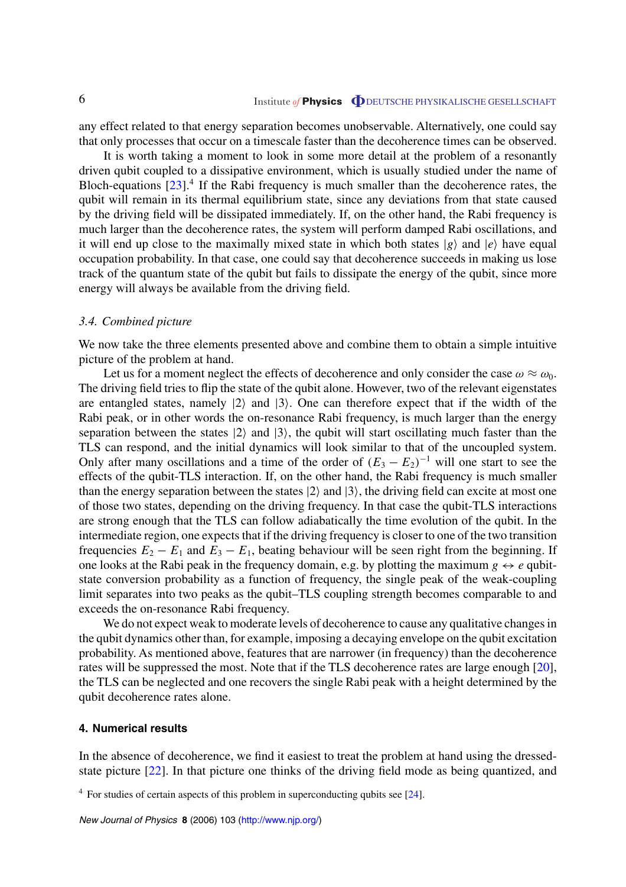any effect related to that energy separation becomes unobservable. Alternatively, one could say that only processes that occur on a timescale faster than the decoherence times can be observed.

It is worth taking a moment to look in some more detail at the problem of a resonantly driven qubit coupled to a dissipative environment, which is usually studied under the name of Bloch-equations [23].[4] If the Rabi frequency is much smaller than the decoherence rates, the qubit will remain in its thermal equilibrium state, since any deviations from that state caused by the driving field will be dissipated immediately. If, on the other hand, the Rabi frequency is much larger than the decoherence rates, the system will perform damped Rabi oscillations, and it will end up close to the maximally mixed state in which both states $|g\rangle$ and $|e\rangle$ have equal occupation probability. In that case, one could say that decoherence succeeds in making us lose track of the quantum state of the qubit but fails to dissipate the energy of the qubit, since more energy will always be available from the driving field.

### 3.4. Combined picture

We now take the three elements presented above and combine them to obtain a simple intuitive picture of the problem at hand.

Let us for a moment neglect the effects of decoherence and only consider the case $\omega \approx \omega_0$. The driving field tries to flip the state of the qubit alone. However, two of the relevant eigenstates are entangled states, namely $|2\rangle$ and $|3\rangle$. One can therefore expect that if the width of the Rabi peak, or in other words the on-resonance Rabi frequency, is much larger than the energy separation between the states $|2\rangle$ and $|3\rangle$, the qubit will start oscillating much faster than the TLS can respond, and the initial dynamics will look similar to that of the uncoupled system. Only after many oscillations and a time of the order of $(E_3 - E_2)^{-1}$ will one start to see the effects of the qubit-TLS interaction. If, on the other hand, the Rabi frequency is much smaller than the energy separation between the states $|2\rangle$ and $|3\rangle$, the driving field can excite at most one of those two states, depending on the driving frequency. In that case the qubit-TLS interactions are strong enough that the TLS can follow adiabatically the time evolution of the qubit. In the intermediate region, one expects that if the driving frequency is closer to one of the two transition frequencies $E_2 - E_1$ and $E_3 - E_1$, beating behaviour will be seen right from the beginning. If one looks at the Rabi peak in the frequency domain, e.g. by plotting the maximum $g \leftrightarrow e$ qubit-state conversion probability as a function of frequency, the single peak of the weak-coupling limit separates into two peaks as the qubit–TLS coupling strength becomes comparable to and exceeds the on-resonance Rabi frequency.

We do not expect weak to moderate levels of decoherence to cause any qualitative changes in the qubit dynamics other than, for example, imposing a decaying envelope on the qubit excitation probability. As mentioned above, features that are narrower (in frequency) than the decoherence rates will be suppressed the most. Note that if the TLS decoherence rates are large enough [20], the TLS can be neglected and one recovers the single Rabi peak with a height determined by the qubit decoherence rates alone.

## 4. Numerical results

In the absence of decoherence, we find it easiest to treat the problem at hand using the dressed-state picture [22]. In that picture one thinks of the driving field mode as being quantized, and

[4] For studies of certain aspects of this problem in superconducting qubits see [24].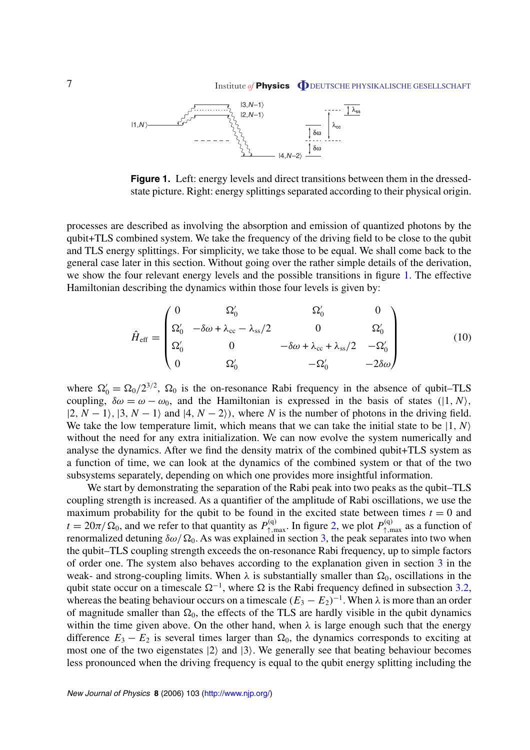**Figure 1.** Left: energy levels and direct transitions between them in the dressed-state picture. Right: energy splittings separated according to their physical origin.

processes are described as involving the absorption and emission of quantized photons by the qubit+TLS combined system. We take the frequency of the driving field to be close to the qubit and TLS energy splittings. For simplicity, we take those to be equal. We shall come back to the general case later in this section. Without going over the rather simple details of the derivation, we show the four relevant energy levels and the possible transitions in figure 1. The effective Hamiltonian describing the dynamics within those four levels is given by:

$$\hat{H}_{\mathrm{eff}} = \begin{pmatrix} 0 & \Omega_0' & \Omega_0' & 0 \\ \Omega_0' & -\delta\omega + \lambda_{\mathrm{cc}} - \lambda_{\mathrm{ss}}/2 & 0 & \Omega_0' \\ \Omega_0' & 0 & -\delta\omega + \lambda_{\mathrm{cc}} + \lambda_{\mathrm{ss}}/2 & -\Omega_0' \\ 0 & \Omega_0' & -\Omega_0' & -2\delta\omega \end{pmatrix} \tag{10}$$

where $\Omega_0' = \Omega_0/2^{3/2}$, $\Omega_0$ is the on-resonance Rabi frequency in the absence of qubit–TLS coupling, $\delta\omega = \omega - \omega_0$, and the Hamiltonian is expressed in the basis of states ($|1, N\rangle$, $|2, N-1\rangle$, $|3, N-1\rangle$ and $|4, N-2\rangle$), where $N$ is the number of photons in the driving field. We take the low temperature limit, which means that we can take the initial state to be $|1, N\rangle$ without the need for any extra initialization. We can now evolve the system numerically and analyse the dynamics. After we find the density matrix of the combined qubit+TLS system as a function of time, we can look at the dynamics of the combined system or that of the two subsystems separately, depending on which one provides more insightful information.

We start by demonstrating the separation of the Rabi peak into two peaks as the qubit–TLS coupling strength is increased. As a quantifier of the amplitude of Rabi oscillations, we use the maximum probability for the qubit to be found in the excited state between times $t = 0$ and $t = 20\pi/\Omega_0$, and we refer to that quantity as $P_{\uparrow,\max}^{(q)}$. In figure 2, we plot $P_{\uparrow,\max}^{(q)}$ as a function of renormalized detuning $\delta\omega/\Omega_0$. As was explained in section 3, the peak separates into two when the qubit–TLS coupling strength exceeds the on-resonance Rabi frequency, up to simple factors of order one. The system also behaves according to the explanation given in section 3 in the weak- and strong-coupling limits. When $\lambda$ is substantially smaller than $\Omega_0$, oscillations in the qubit state occur on a timescale $\Omega^{-1}$, where $\Omega$ is the Rabi frequency defined in subsection 3.2, whereas the beating behaviour occurs on a timescale $(E_3 - E_2)^{-1}$. When $\lambda$ is more than an order of magnitude smaller than $\Omega_0$, the effects of the TLS are hardly visible in the qubit dynamics within the time given above. On the other hand, when $\lambda$ is large enough such that the energy difference $E_3 - E_2$ is several times larger than $\Omega_0$, the dynamics corresponds to exciting at most one of the two eigenstates $|2\rangle$ and $|3\rangle$. We generally see that beating behaviour becomes less pronounced when the driving frequency is equal to the qubit energy splitting including the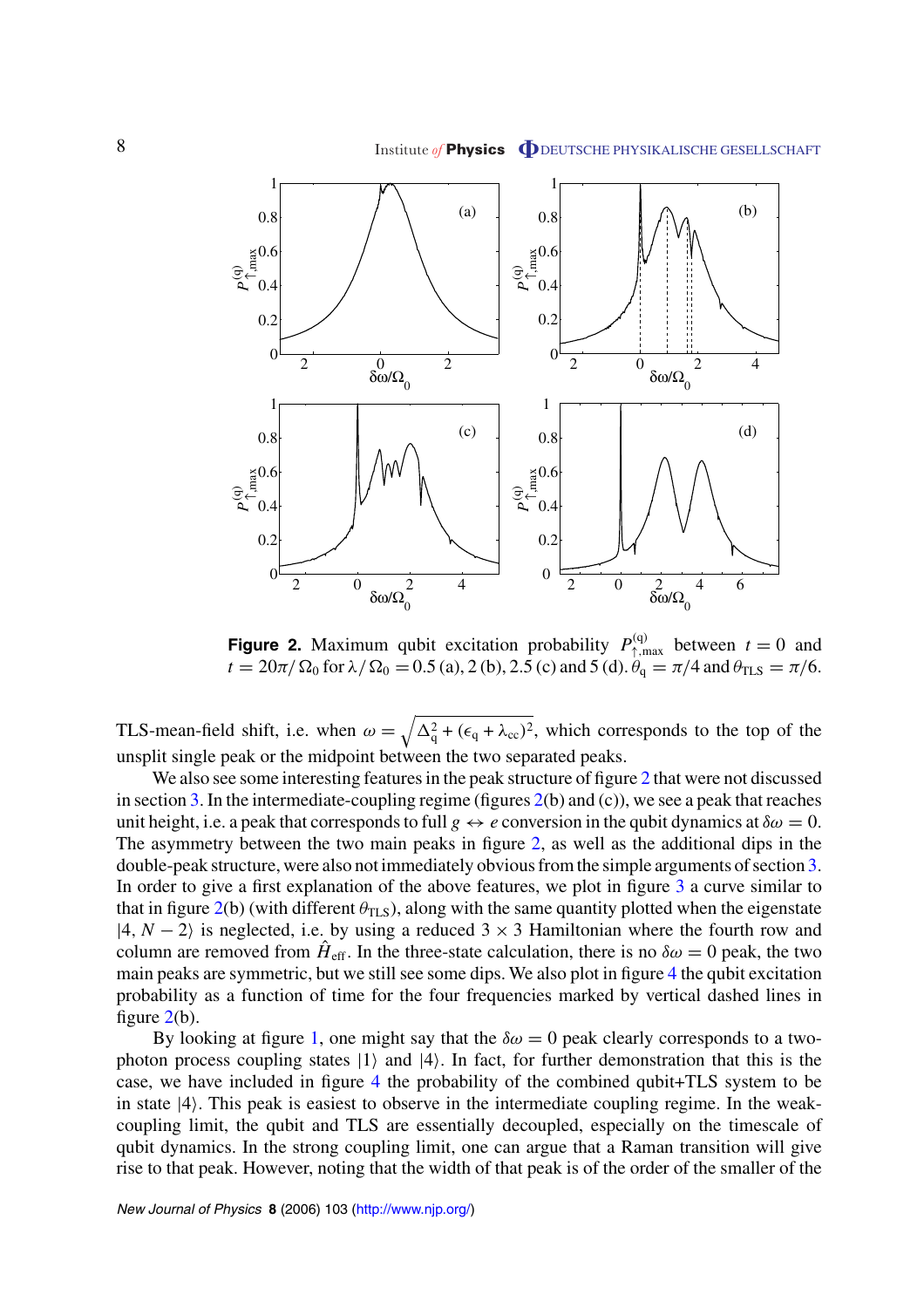**Figure 2.** Maximum qubit excitation probability $P^{(q)}_{\uparrow,\max}$ between $t = 0$ and $t = 20\pi/\Omega_0$ for $\lambda/\Omega_0 = 0.5$ (a), 2 (b), 2.5 (c) and 5 (d). $\theta_q = \pi/4$ and $\theta_{TLS} = \pi/6$.

TLS-mean-field shift, i.e. when $\omega = \sqrt{\Delta_q^2 + (\epsilon_q + \lambda_{cc})^2}$, which corresponds to the top of the unsplit single peak or the midpoint between the two separated peaks.

We also see some interesting features in the peak structure of figure 2 that were not discussed in section 3. In the intermediate-coupling regime (figures 2(b) and (c)), we see a peak that reaches unit height, i.e. a peak that corresponds to full $g \leftrightarrow e$ conversion in the qubit dynamics at $\delta\omega = 0$. The asymmetry between the two main peaks in figure 2, as well as the additional dips in the double-peak structure, were also not immediately obvious from the simple arguments of section 3. In order to give a first explanation of the above features, we plot in figure 3 a curve similar to that in figure 2(b) (with different $\theta_{TLS}$), along with the same quantity plotted when the eigenstate $|4, N-2\rangle$ is neglected, i.e. by using a reduced $3 \times 3$ Hamiltonian where the fourth row and column are removed from $\hat{H}_{\text{eff}}$. In the three-state calculation, there is no $\delta\omega = 0$ peak, the two main peaks are symmetric, but we still see some dips. We also plot in figure 4 the qubit excitation probability as a function of time for the four frequencies marked by vertical dashed lines in figure 2(b).

By looking at figure 1, one might say that the $\delta\omega = 0$ peak clearly corresponds to a two-photon process coupling states $|1\rangle$ and $|4\rangle$. In fact, for further demonstration that this is the case, we have included in figure 4 the probability of the combined qubit+TLS system to be in state $|4\rangle$. This peak is easiest to observe in the intermediate coupling regime. In the weak-coupling limit, the qubit and TLS are essentially decoupled, especially on the timescale of qubit dynamics. In the strong coupling limit, one can argue that a Raman transition will give rise to that peak. However, noting that the width of that peak is of the order of the smaller of the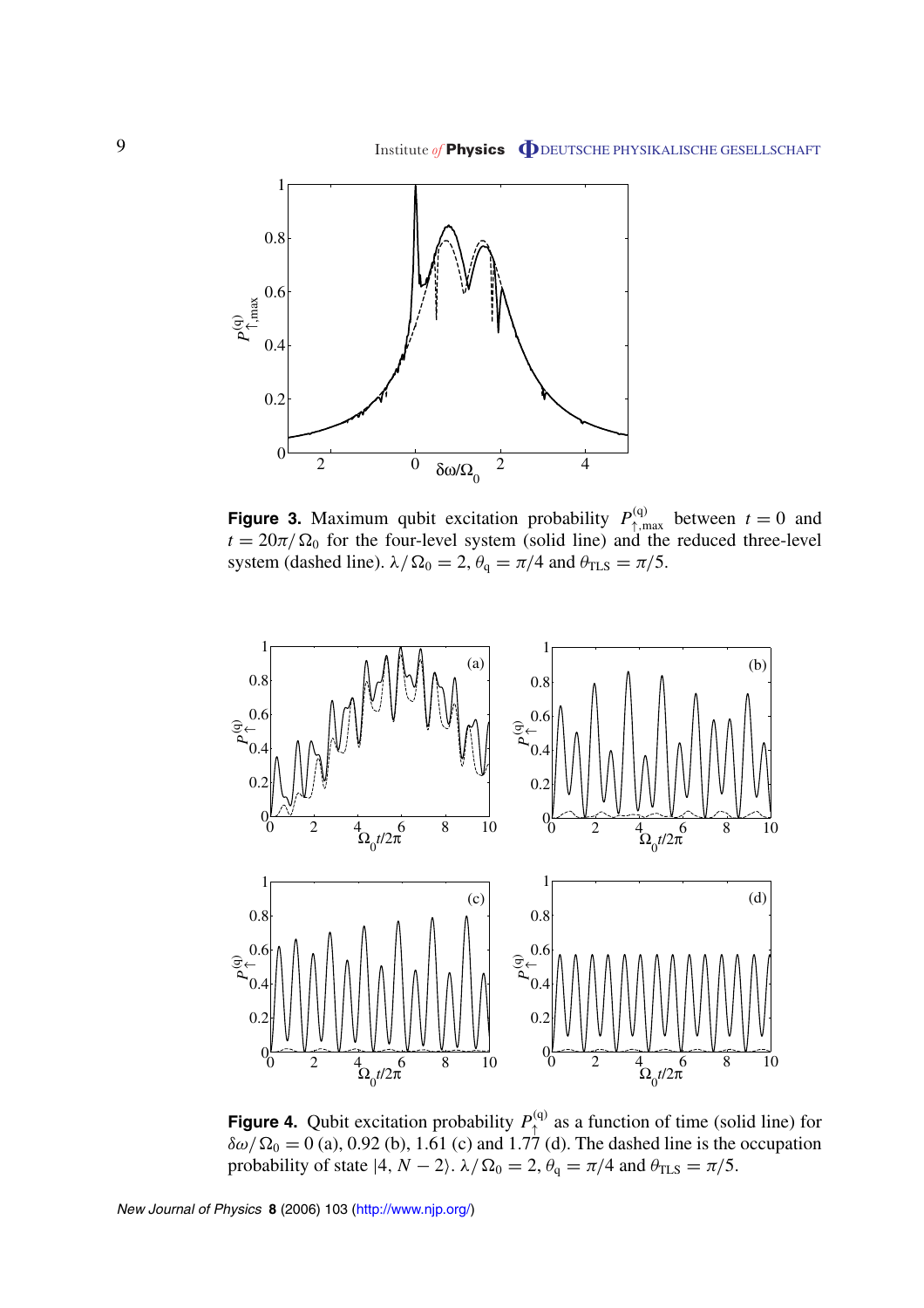**Figure 3.** Maximum qubit excitation probability $P_{\uparrow,\max}^{(q)}$ between $t = 0$ and $t = 20\pi/\Omega_0$ for the four-level system (solid line) and the reduced three-level system (dashed line). $\lambda/\Omega_0 = 2$, $\theta_q = \pi/4$ and $\theta_{TLS} = \pi/5$.

**Figure 4.** Qubit excitation probability $P_{\uparrow}^{(q)}$ as a function of time (solid line) for $\delta\omega/\Omega_0 = 0$ (a), 0.92 (b), 1.61 (c) and 1.77 (d). The dashed line is the occupation probability of state $|4, N-2\rangle$. $\lambda/\Omega_0 = 2$, $\theta_q = \pi/4$ and $\theta_{TLS} = \pi/5$.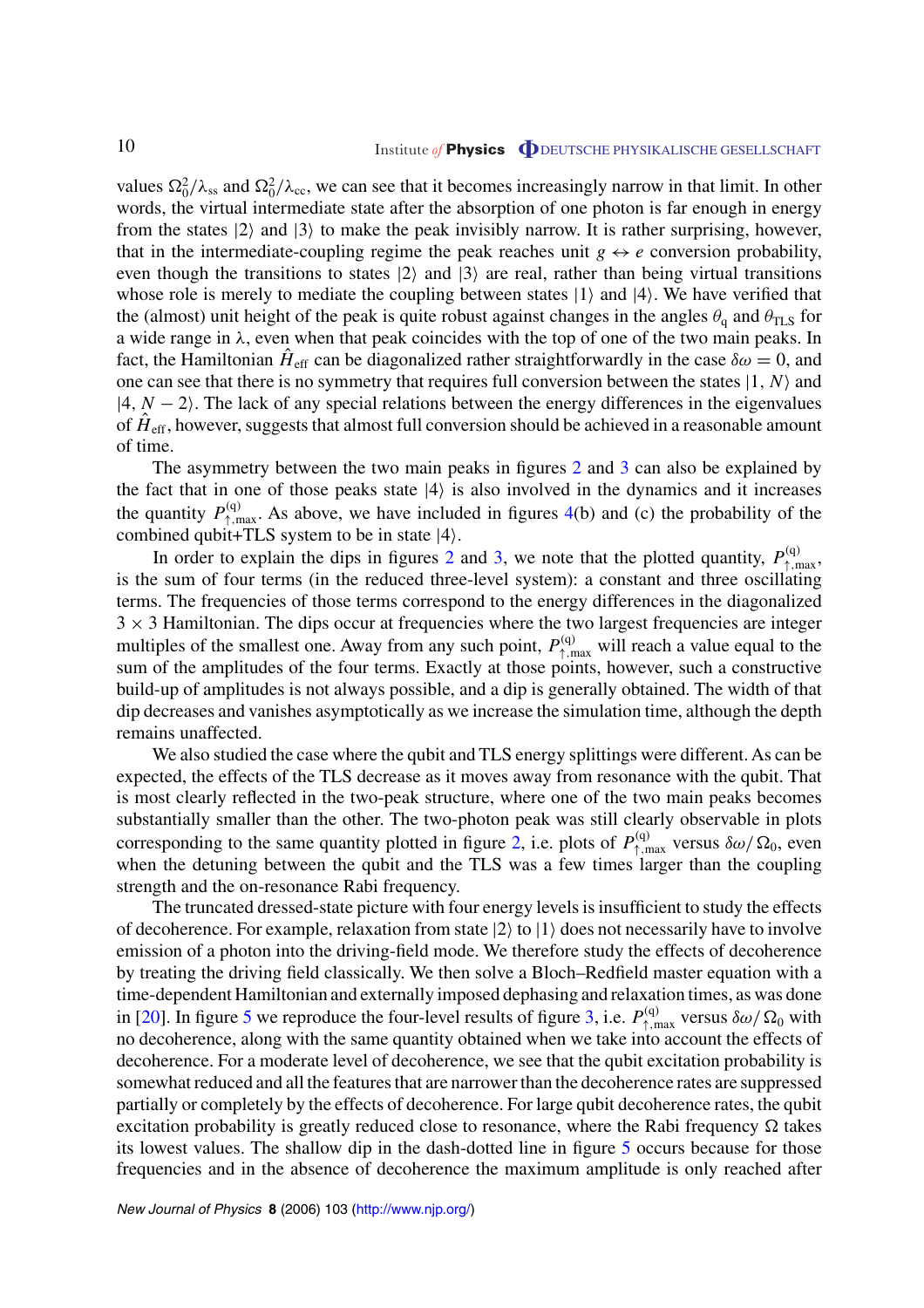values $\Omega_0^2/\lambda_{\mathrm{ss}}$ and $\Omega_0^2/\lambda_{\mathrm{cc}}$, we can see that it becomes increasingly narrow in that limit. In other words, the virtual intermediate state after the absorption of one photon is far enough in energy from the states $|2\rangle$ and $|3\rangle$ to make the peak invisibly narrow. It is rather surprising, however, that in the intermediate-coupling regime the peak reaches unit $g \leftrightarrow e$ conversion probability, even though the transitions to states $|2\rangle$ and $|3\rangle$ are real, rather than being virtual transitions whose role is merely to mediate the coupling between states $|1\rangle$ and $|4\rangle$. We have verified that the (almost) unit height of the peak is quite robust against changes in the angles $\theta_{\mathrm{q}}$ and $\theta_{\mathrm{TLS}}$ for a wide range in $\lambda$, even when that peak coincides with the top of one of the two main peaks. In fact, the Hamiltonian $\hat{H}_{\mathrm{eff}}$ can be diagonalized rather straightforwardly in the case $\delta\omega = 0$, and one can see that there is no symmetry that requires full conversion between the states $|1, N\rangle$ and $|4, N-2\rangle$. The lack of any special relations between the energy differences in the eigenvalues of $\hat{H}_{\mathrm{eff}}$, however, suggests that almost full conversion should be achieved in a reasonable amount of time.

The asymmetry between the two main peaks in figures 2 and 3 can also be explained by the fact that in one of those peaks state $|4\rangle$ is also involved in the dynamics and it increases the quantity $P_{\uparrow,\max}^{(\mathrm{q})}$. As above, we have included in figures 4(b) and (c) the probability of the combined qubit+TLS system to be in state $|4\rangle$.

In order to explain the dips in figures 2 and 3, we note that the plotted quantity, $P_{\uparrow,\max}^{(\mathrm{q})}$, is the sum of four terms (in the reduced three-level system): a constant and three oscillating terms. The frequencies of those terms correspond to the energy differences in the diagonalized $3 \times 3$ Hamiltonian. The dips occur at frequencies where the two largest frequencies are integer multiples of the smallest one. Away from any such point, $P_{\uparrow,\max}^{(\mathrm{q})}$ will reach a value equal to the sum of the amplitudes of the four terms. Exactly at those points, however, such a constructive build-up of amplitudes is not always possible, and a dip is generally obtained. The width of that dip decreases and vanishes asymptotically as we increase the simulation time, although the depth remains unaffected.

We also studied the case where the qubit and TLS energy splittings were different. As can be expected, the effects of the TLS decrease as it moves away from resonance with the qubit. That is most clearly reflected in the two-peak structure, where one of the two main peaks becomes substantially smaller than the other. The two-photon peak was still clearly observable in plots corresponding to the same quantity plotted in figure 2, i.e. plots of $P_{\uparrow,\max}^{(\mathrm{q})}$ versus $\delta\omega/\Omega_0$, even when the detuning between the qubit and the TLS was a few times larger than the coupling strength and the on-resonance Rabi frequency.

The truncated dressed-state picture with four energy levels is insufficient to study the effects of decoherence. For example, relaxation from state $|2\rangle$ to $|1\rangle$ does not necessarily have to involve emission of a photon into the driving-field mode. We therefore study the effects of decoherence by treating the driving field classically. We then solve a Bloch–Redfield master equation with a time-dependent Hamiltonian and externally imposed dephasing and relaxation times, as was done in [20]. In figure 5 we reproduce the four-level results of figure 3, i.e. $P_{\uparrow,\max}^{(\mathrm{q})}$ versus $\delta\omega/\Omega_0$ with no decoherence, along with the same quantity obtained when we take into account the effects of decoherence. For a moderate level of decoherence, we see that the qubit excitation probability is somewhat reduced and all the features that are narrower than the decoherence rates are suppressed partially or completely by the effects of decoherence. For large qubit decoherence rates, the qubit excitation probability is greatly reduced close to resonance, where the Rabi frequency $\Omega$ takes its lowest values. The shallow dip in the dash-dotted line in figure 5 occurs because for those frequencies and in the absence of decoherence the maximum amplitude is only reached after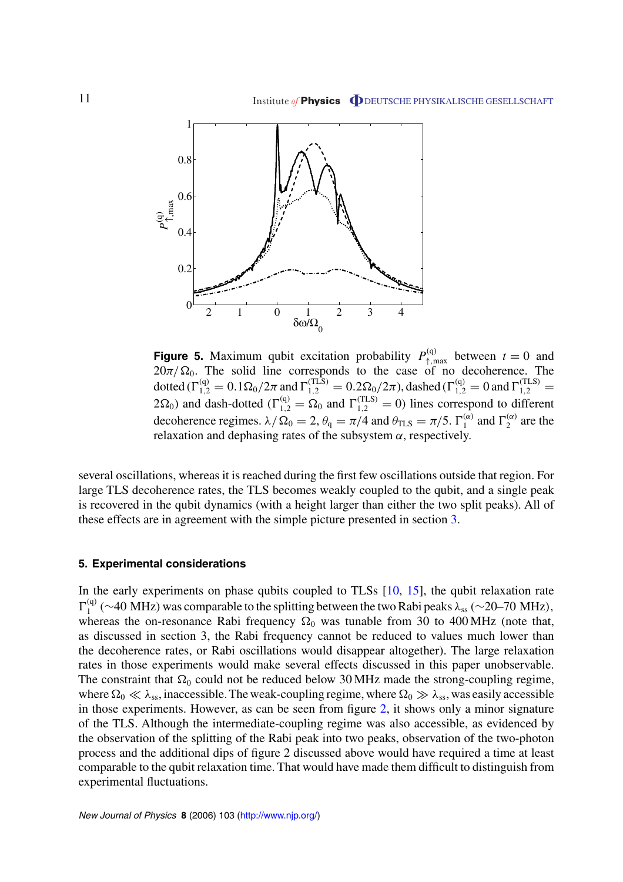**Figure 5.** Maximum qubit excitation probability $P_{\uparrow,\max}^{(q)}$ between $t = 0$ and $20\pi/\Omega_0$. The solid line corresponds to the case of no decoherence. The dotted ($\Gamma_{1,2}^{(q)} = 0.1\Omega_0/2\pi$ and $\Gamma_{1,2}^{(TLS)} = 0.2\Omega_0/2\pi$), dashed ($\Gamma_{1,2}^{(q)} = 0$ and $\Gamma_{1,2}^{(TLS)} = 2\Omega_0$) and dash-dotted ($\Gamma_{1,2}^{(q)} = \Omega_0$ and $\Gamma_{1,2}^{(TLS)} = 0$) lines correspond to different decoherence regimes. $\lambda/\Omega_0 = 2$, $\theta_q = \pi/4$ and $\theta_{TLS} = \pi/5$. $\Gamma_1^{(\alpha)}$ and $\Gamma_2^{(\alpha)}$ are the relaxation and dephasing rates of the subsystem $\alpha$, respectively.

several oscillations, whereas it is reached during the first few oscillations outside that region. For large TLS decoherence rates, the TLS becomes weakly coupled to the qubit, and a single peak is recovered in the qubit dynamics (with a height larger than either the two split peaks). All of these effects are in agreement with the simple picture presented in section 3.

## 5. Experimental considerations

In the early experiments on phase qubits coupled to TLSs [10, 15], the qubit relaxation rate $\Gamma_1^{(q)}$ ($\sim$40 MHz) was comparable to the splitting between the two Rabi peaks $\lambda_{ss}$ ($\sim$20–70 MHz), whereas the on-resonance Rabi frequency $\Omega_0$ was tunable from 30 to 400 MHz (note that, as discussed in section 3, the Rabi frequency cannot be reduced to values much lower than the decoherence rates, or Rabi oscillations would disappear altogether). The large relaxation rates in those experiments would make several effects discussed in this paper unobservable. The constraint that $\Omega_0$ could not be reduced below 30 MHz made the strong-coupling regime, where $\Omega_0 \ll \lambda_{ss}$, inaccessible. The weak-coupling regime, where $\Omega_0 \gg \lambda_{ss}$, was easily accessible in those experiments. However, as can be seen from figure 2, it shows only a minor signature of the TLS. Although the intermediate-coupling regime was also accessible, as evidenced by the observation of the splitting of the Rabi peak into two peaks, observation of the two-photon process and the additional dips of figure 2 discussed above would have required a time at least comparable to the qubit relaxation time. That would have made them difficult to distinguish from experimental fluctuations.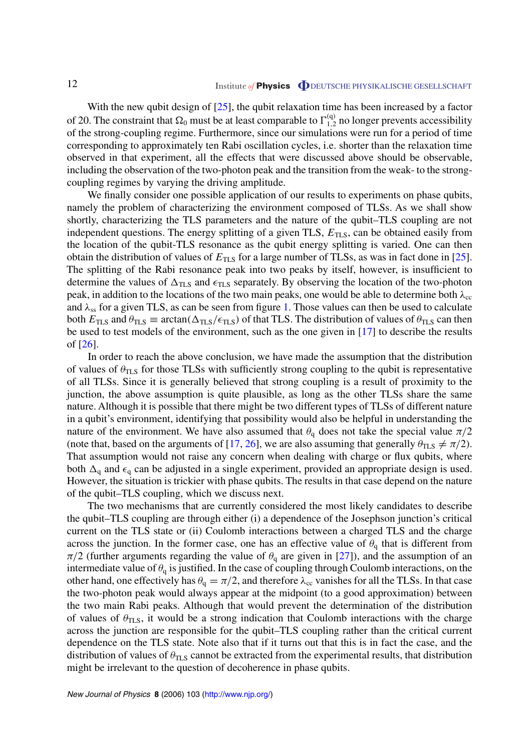With the new qubit design of [25], the qubit relaxation time has been increased by a factor of 20. The constraint that $\Omega_0$ must be at least comparable to $\Gamma_{1,2}^{(q)}$ no longer prevents accessibility of the strong-coupling regime. Furthermore, since our simulations were run for a period of time corresponding to approximately ten Rabi oscillation cycles, i.e. shorter than the relaxation time observed in that experiment, all the effects that were discussed above should be observable, including the observation of the two-photon peak and the transition from the weak- to the strong-coupling regimes by varying the driving amplitude.

We finally consider one possible application of our results to experiments on phase qubits, namely the problem of characterizing the environment composed of TLSs. As we shall show shortly, characterizing the TLS parameters and the nature of the qubit–TLS coupling are not independent questions. The energy splitting of a given TLS, $E_{\rm TLS}$, can be obtained easily from the location of the qubit-TLS resonance as the qubit energy splitting is varied. One can then obtain the distribution of values of $E_{\rm TLS}$ for a large number of TLSs, as was in fact done in [25]. The splitting of the Rabi resonance peak into two peaks by itself, however, is insufficient to determine the values of $\Delta_{\rm TLS}$ and $\epsilon_{\rm TLS}$ separately. By observing the location of the two-photon peak, in addition to the locations of the two main peaks, one would be able to determine both $\lambda_{\rm cc}$ and $\lambda_{\rm ss}$ for a given TLS, as can be seen from figure 1. Those values can then be used to calculate both $E_{\rm TLS}$ and $\theta_{\rm TLS} \equiv \arctan(\Delta_{\rm TLS}/\epsilon_{\rm TLS})$ of that TLS. The distribution of values of $\theta_{\rm TLS}$ can then be used to test models of the environment, such as the one given in [17] to describe the results of [26].

In order to reach the above conclusion, we have made the assumption that the distribution of values of $\theta_{\rm TLS}$ for those TLSs with sufficiently strong coupling to the qubit is representative of all TLSs. Since it is generally believed that strong coupling is a result of proximity to the junction, the above assumption is quite plausible, as long as the other TLSs share the same nature. Although it is possible that there might be two different types of TLSs of different nature in a qubit's environment, identifying that possibility would also be helpful in understanding the nature of the environment. We have also assumed that $\theta_{\rm q}$ does not take the special value $\pi/2$ (note that, based on the arguments of [17, 26], we are also assuming that generally $\theta_{\rm TLS} \neq \pi/2$). That assumption would not raise any concern when dealing with charge or flux qubits, where both $\Delta_{\rm q}$ and $\epsilon_{\rm q}$ can be adjusted in a single experiment, provided an appropriate design is used. However, the situation is trickier with phase qubits. The results in that case depend on the nature of the qubit–TLS coupling, which we discuss next.

The two mechanisms that are currently considered the most likely candidates to describe the qubit–TLS coupling are through either (i) a dependence of the Josephson junction's critical current on the TLS state or (ii) Coulomb interactions between a charged TLS and the charge across the junction. In the former case, one has an effective value of $\theta_{\rm q}$ that is different from $\pi/2$ (further arguments regarding the value of $\theta_{\rm q}$ are given in [27]), and the assumption of an intermediate value of $\theta_{\rm q}$ is justified. In the case of coupling through Coulomb interactions, on the other hand, one effectively has $\theta_{\rm q} = \pi/2$, and therefore $\lambda_{\rm cc}$ vanishes for all the TLSs. In that case the two-photon peak would always appear at the midpoint (to a good approximation) between the two main Rabi peaks. Although that would prevent the determination of the distribution of values of $\theta_{\rm TLS}$, it would be a strong indication that Coulomb interactions with the charge across the junction are responsible for the qubit–TLS coupling rather than the critical current dependence on the TLS state. Note also that if it turns out that this is in fact the case, and the distribution of values of $\theta_{\rm TLS}$ cannot be extracted from the experimental results, that distribution might be irrelevant to the question of decoherence in phase qubits.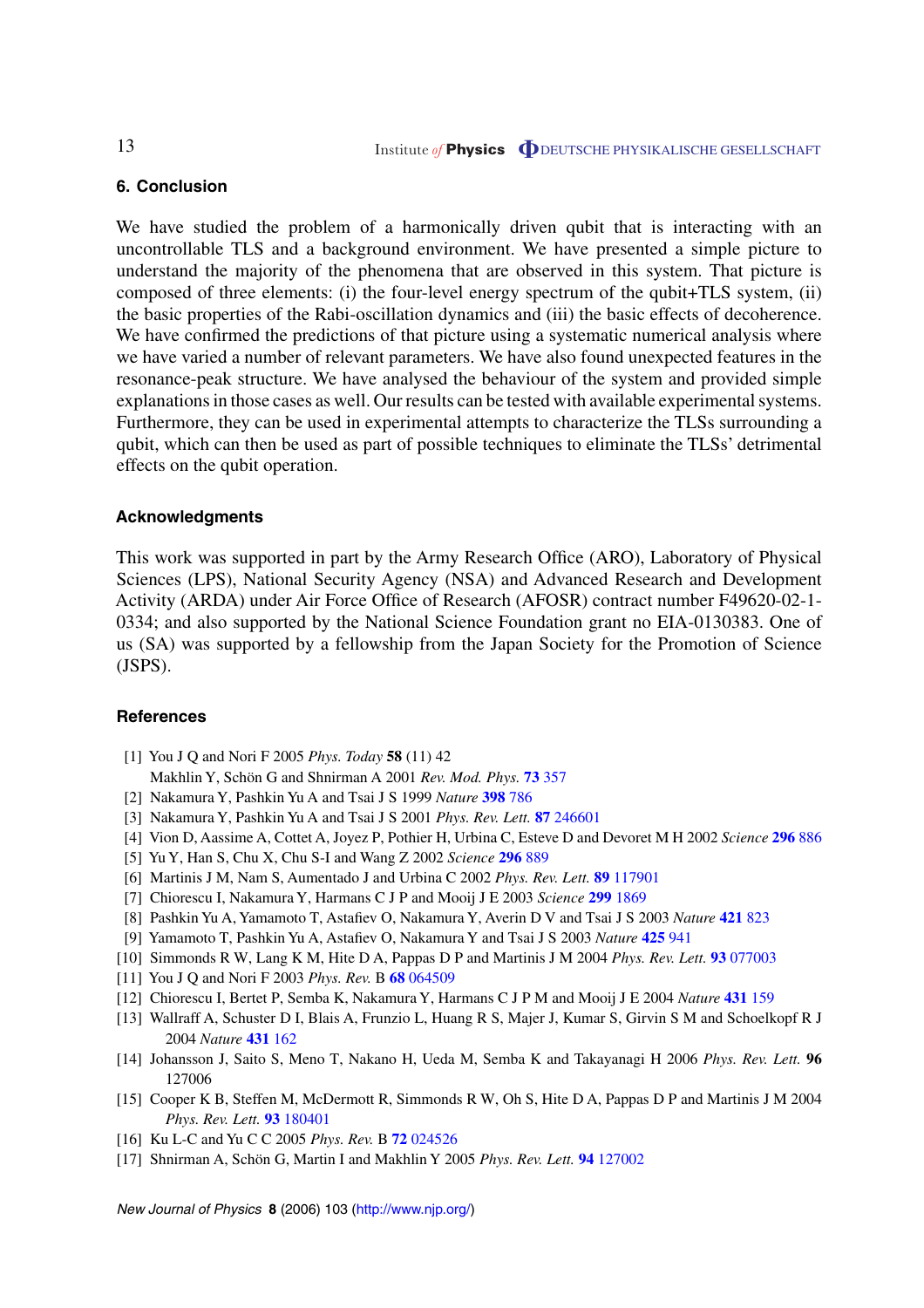## 6. Conclusion

We have studied the problem of a harmonically driven qubit that is interacting with an uncontrollable TLS and a background environment. We have presented a simple picture to understand the majority of the phenomena that are observed in this system. That picture is composed of three elements: (i) the four-level energy spectrum of the qubit+TLS system, (ii) the basic properties of the Rabi-oscillation dynamics and (iii) the basic effects of decoherence. We have confirmed the predictions of that picture using a systematic numerical analysis where we have varied a number of relevant parameters. We have also found unexpected features in the resonance-peak structure. We have analysed the behaviour of the system and provided simple explanations in those cases as well. Our results can be tested with available experimental systems. Furthermore, they can be used in experimental attempts to characterize the TLSs surrounding a qubit, which can then be used as part of possible techniques to eliminate the TLSs' detrimental effects on the qubit operation.

## Acknowledgments

This work was supported in part by the Army Research Office (ARO), Laboratory of Physical Sciences (LPS), National Security Agency (NSA) and Advanced Research and Development Activity (ARDA) under Air Force Office of Research (AFOSR) contract number F49620-02-1-0334; and also supported by the National Science Foundation grant no EIA-0130383. One of us (SA) was supported by a fellowship from the Japan Society for the Promotion of Science (JSPS).

## References

[1] You J Q and Nori F 2005 *Phys. Today* **58** (11) 42
Makhlin Y, Schön G and Shnirman A 2001 *Rev. Mod. Phys.* **73** 357

[2] Nakamura Y, Pashkin Yu A and Tsai J S 1999 *Nature* **398** 786

[3] Nakamura Y, Pashkin Yu A and Tsai J S 2001 *Phys. Rev. Lett.* **87** 246601

[4] Vion D, Aassime A, Cottet A, Joyez P, Pothier H, Urbina C, Esteve D and Devoret M H 2002 *Science* **296** 886

[5] Yu Y, Han S, Chu X, Chu S-I and Wang Z 2002 *Science* **296** 889

[6] Martinis J M, Nam S, Aumentado J and Urbina C 2002 *Phys. Rev. Lett.* **89** 117901

[7] Chiorescu I, Nakamura Y, Harmans C J P and Mooij J E 2003 *Science* **299** 1869

[8] Pashkin Yu A, Yamamoto T, Astafiev O, Nakamura Y, Averin D V and Tsai J S 2003 *Nature* **421** 823

[9] Yamamoto T, Pashkin Yu A, Astafiev O, Nakamura Y and Tsai J S 2003 *Nature* **425** 941

[10] Simmonds R W, Lang K M, Hite D A, Pappas D P and Martinis J M 2004 *Phys. Rev. Lett.* **93** 077003

[11] You J Q and Nori F 2003 *Phys. Rev.* B **68** 064509

[12] Chiorescu I, Bertet P, Semba K, Nakamura Y, Harmans C J P M and Mooij J E 2004 *Nature* **431** 159

[13] Wallraff A, Schuster D I, Blais A, Frunzio L, Huang R S, Majer J, Kumar S, Girvin S M and Schoelkopf R J 2004 *Nature* **431** 162

[14] Johansson J, Saito S, Meno T, Nakano H, Ueda M, Semba K and Takayanagi H 2006 *Phys. Rev. Lett.* **96** 127006

[15] Cooper K B, Steffen M, McDermott R, Simmonds R W, Oh S, Hite D A, Pappas D P and Martinis J M 2004 *Phys. Rev. Lett.* **93** 180401

[16] Ku L-C and Yu C C 2005 *Phys. Rev.* B **72** 024526

[17] Shnirman A, Schön G, Martin I and Makhlin Y 2005 *Phys. Rev. Lett.* **94** 127002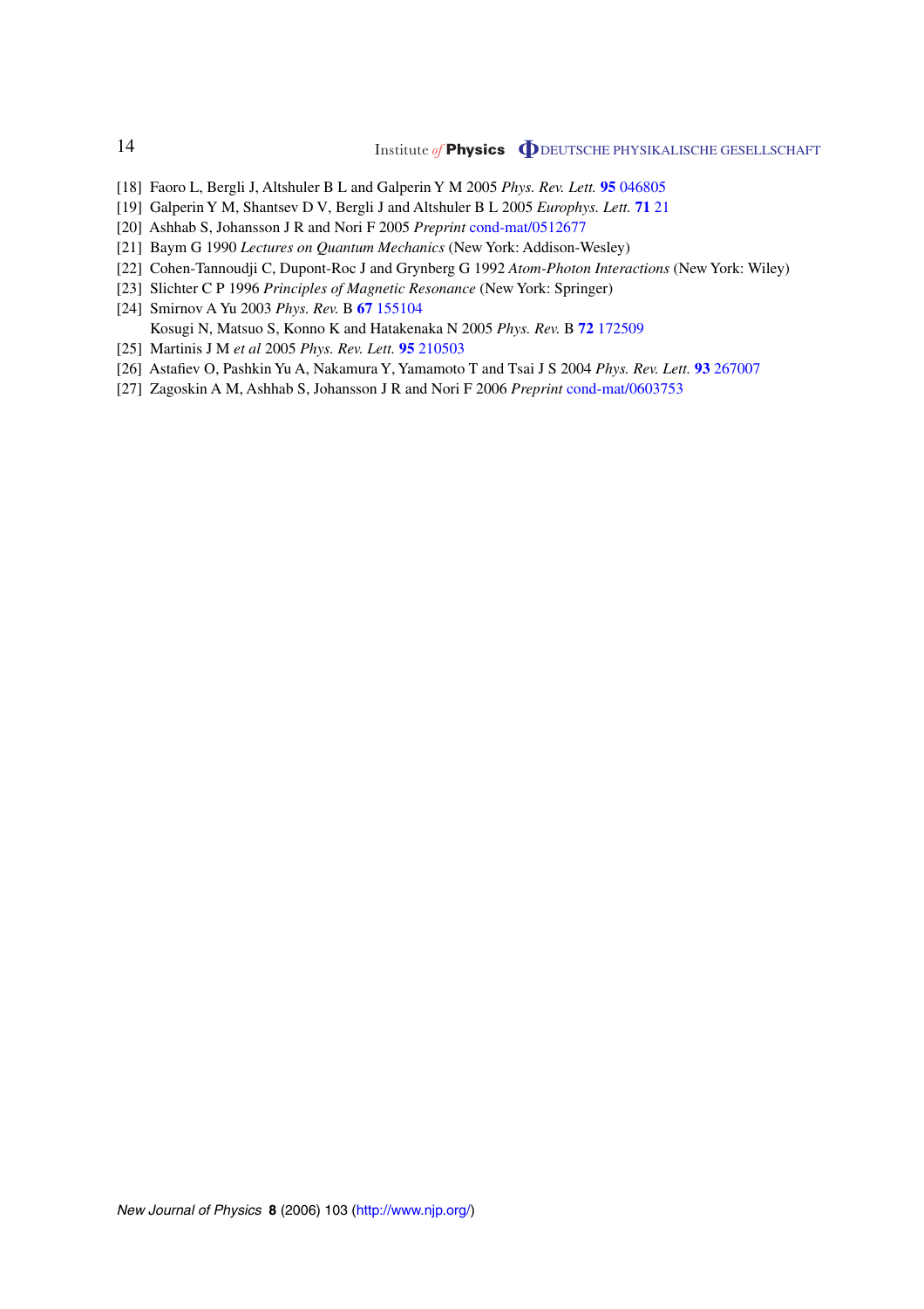[18] Faoro L, Bergli J, Altshuler B L and Galperin Y M 2005 *Phys. Rev. Lett.* **95** 046805

[19] Galperin Y M, Shantsev D V, Bergli J and Altshuler B L 2005 *Europhys. Lett.* **71** 21

[20] Ashhab S, Johansson J R and Nori F 2005 *Preprint* cond-mat/0512677

[21] Baym G 1990 *Lectures on Quantum Mechanics* (New York: Addison-Wesley)

[22] Cohen-Tannoudji C, Dupont-Roc J and Grynberg G 1992 *Atom-Photon Interactions* (New York: Wiley)

[23] Slichter C P 1996 *Principles of Magnetic Resonance* (New York: Springer)

[24] Smirnov A Yu 2003 *Phys. Rev.* B **67** 155104
Kosugi N, Matsuo S, Konno K and Hatakenaka N 2005 *Phys. Rev.* B **72** 172509

[25] Martinis J M *et al* 2005 *Phys. Rev. Lett.* **95** 210503

[26] Astafiev O, Pashkin Yu A, Nakamura Y, Yamamoto T and Tsai J S 2004 *Phys. Rev. Lett.* **93** 267007

[27] Zagoskin A M, Ashhab S, Johansson J R and Nori F 2006 *Preprint* cond-mat/0603753